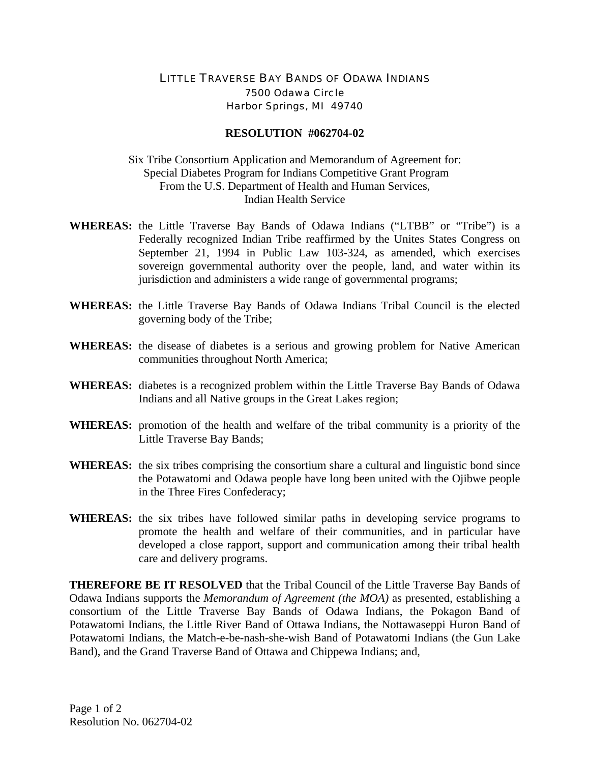LITTLE TRAVERSE BAY BANDS OF ODAWA INDIANS
7500 Odawa Circle
Harbor Springs, MI 49740

**RESOLUTION #062704-02**

Six Tribe Consortium Application and Memorandum of Agreement for:
Special Diabetes Program for Indians Competitive Grant Program
From the U.S. Department of Health and Human Services,
Indian Health Service

**WHEREAS:** the Little Traverse Bay Bands of Odawa Indians ("LTBB" or "Tribe") is a Federally recognized Indian Tribe reaffirmed by the Unites States Congress on September 21, 1994 in Public Law 103-324, as amended, which exercises sovereign governmental authority over the people, land, and water within its jurisdiction and administers a wide range of governmental programs;

**WHEREAS:** the Little Traverse Bay Bands of Odawa Indians Tribal Council is the elected governing body of the Tribe;

**WHEREAS:** the disease of diabetes is a serious and growing problem for Native American communities throughout North America;

**WHEREAS:** diabetes is a recognized problem within the Little Traverse Bay Bands of Odawa Indians and all Native groups in the Great Lakes region;

**WHEREAS:** promotion of the health and welfare of the tribal community is a priority of the Little Traverse Bay Bands;

**WHEREAS:** the six tribes comprising the consortium share a cultural and linguistic bond since the Potawatomi and Odawa people have long been united with the Ojibwe people in the Three Fires Confederacy;

**WHEREAS:** the six tribes have followed similar paths in developing service programs to promote the health and welfare of their communities, and in particular have developed a close rapport, support and communication among their tribal health care and delivery programs.

**THEREFORE BE IT RESOLVED** that the Tribal Council of the Little Traverse Bay Bands of Odawa Indians supports the *Memorandum of Agreement (the MOA)* as presented, establishing a consortium of the Little Traverse Bay Bands of Odawa Indians, the Pokagon Band of Potawatomi Indians, the Little River Band of Ottawa Indians, the Nottawaseppi Huron Band of Potawatomi Indians, the Match-e-be-nash-she-wish Band of Potawatomi Indians (the Gun Lake Band), and the Grand Traverse Band of Ottawa and Chippewa Indians; and,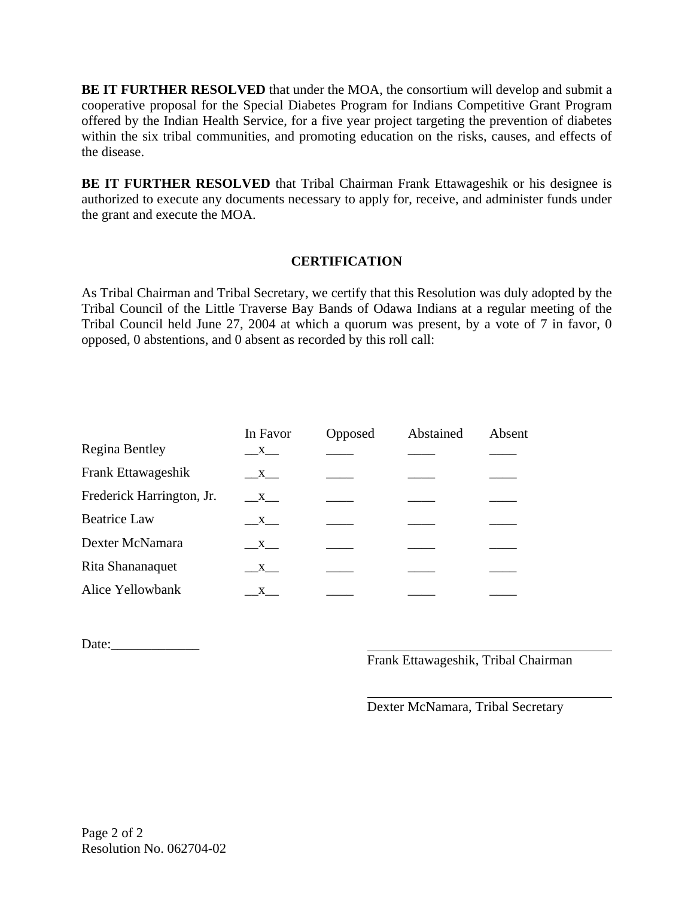**BE IT FURTHER RESOLVED** that under the MOA, the consortium will develop and submit a cooperative proposal for the Special Diabetes Program for Indians Competitive Grant Program offered by the Indian Health Service, for a five year project targeting the prevention of diabetes within the six tribal communities, and promoting education on the risks, causes, and effects of the disease.

**BE IT FURTHER RESOLVED** that Tribal Chairman Frank Ettawageshik or his designee is authorized to execute any documents necessary to apply for, receive, and administer funds under the grant and execute the MOA.

## CERTIFICATION

As Tribal Chairman and Tribal Secretary, we certify that this Resolution was duly adopted by the Tribal Council of the Little Traverse Bay Bands of Odawa Indians at a regular meeting of the Tribal Council held June 27, 2004 at which a quorum was present, by a vote of 7 in favor, 0 opposed, 0 abstentions, and 0 absent as recorded by this roll call:

| | In Favor | Opposed | Abstained | Absent |
|---|---|---|---|---|
| Regina Bentley | x | | | |
| Frank Ettawageshik | x | | | |
| Frederick Harrington, Jr. | x | | | |
| Beatrice Law | x | | | |
| Dexter McNamara | x | | | |
| Rita Shananaquet | x | | | |
| Alice Yellowbank | x | | | |

Date:_____________

_____________________________________
Frank Ettawageshik, Tribal Chairman

_____________________________________
Dexter McNamara, Tribal Secretary

Resolution No. 062704-02